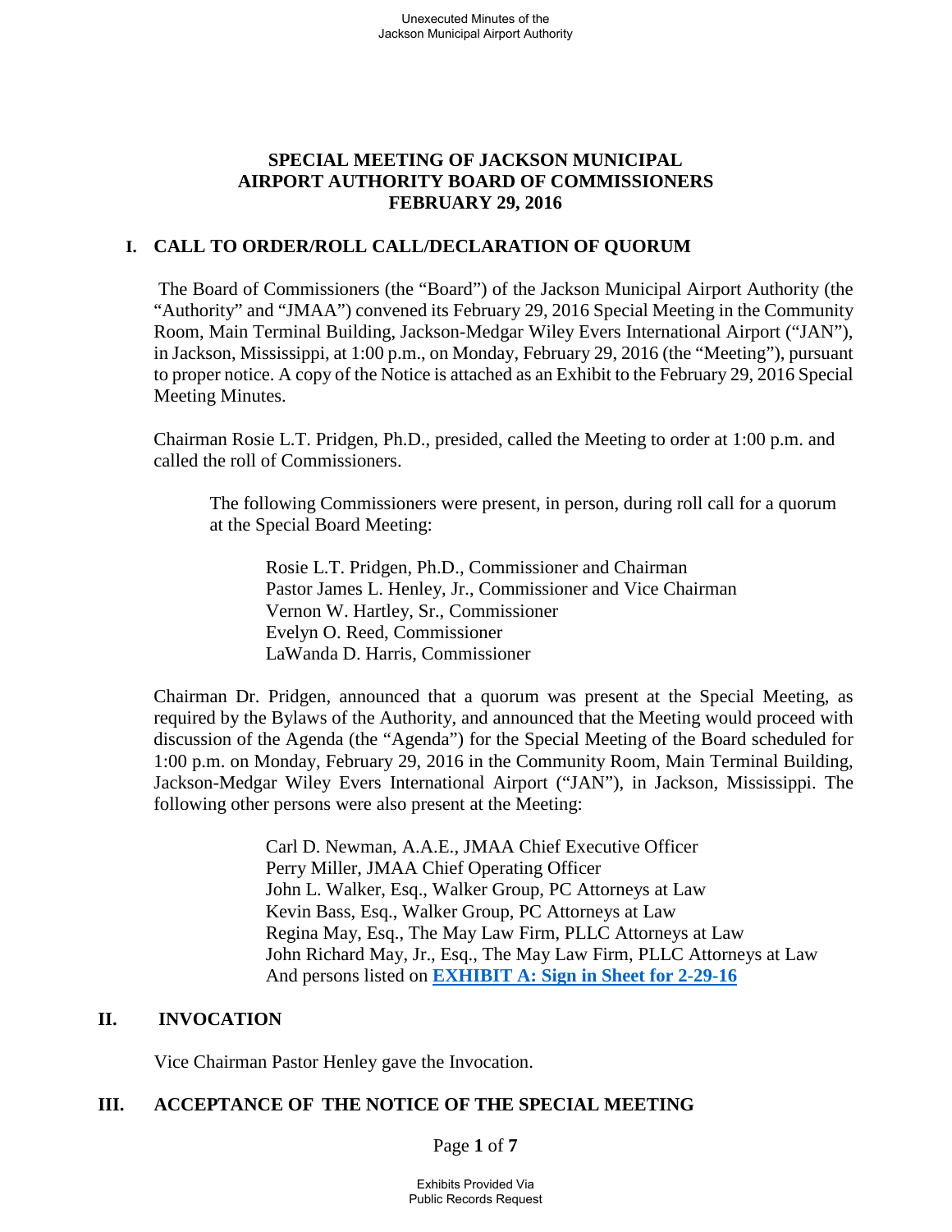# SPECIAL MEETING OF JACKSON MUNICIPAL AIRPORT AUTHORITY BOARD OF COMMISSIONERS FEBRUARY 29, 2016

## I. CALL TO ORDER/ROLL CALL/DECLARATION OF QUORUM

The Board of Commissioners (the "Board") of the Jackson Municipal Airport Authority (the "Authority" and "JMAA") convened its February 29, 2016 Special Meeting in the Community Room, Main Terminal Building, Jackson-Medgar Wiley Evers International Airport ("JAN"), in Jackson, Mississippi, at 1:00 p.m., on Monday, February 29, 2016 (the "Meeting"), pursuant to proper notice. A copy of the Notice is attached as an Exhibit to the February 29, 2016 Special Meeting Minutes.

Chairman Rosie L.T. Pridgen, Ph.D., presided, called the Meeting to order at 1:00 p.m. and called the roll of Commissioners.

The following Commissioners were present, in person, during roll call for a quorum at the Special Board Meeting:

Rosie L.T. Pridgen, Ph.D., Commissioner and Chairman
Pastor James L. Henley, Jr., Commissioner and Vice Chairman
Vernon W. Hartley, Sr., Commissioner
Evelyn O. Reed, Commissioner
LaWanda D. Harris, Commissioner

Chairman Dr. Pridgen, announced that a quorum was present at the Special Meeting, as required by the Bylaws of the Authority, and announced that the Meeting would proceed with discussion of the Agenda (the "Agenda") for the Special Meeting of the Board scheduled for 1:00 p.m. on Monday, February 29, 2016 in the Community Room, Main Terminal Building, Jackson-Medgar Wiley Evers International Airport ("JAN"), in Jackson, Mississippi. The following other persons were also present at the Meeting:

Carl D. Newman, A.A.E., JMAA Chief Executive Officer
Perry Miller, JMAA Chief Operating Officer
John L. Walker, Esq., Walker Group, PC Attorneys at Law
Kevin Bass, Esq., Walker Group, PC Attorneys at Law
Regina May, Esq., The May Law Firm, PLLC Attorneys at Law
John Richard May, Jr., Esq., The May Law Firm, PLLC Attorneys at Law
And persons listed on **EXHIBIT A: Sign in Sheet for 2-29-16**

## II. INVOCATION

Vice Chairman Pastor Henley gave the Invocation.

## III. ACCEPTANCE OF THE NOTICE OF THE SPECIAL MEETING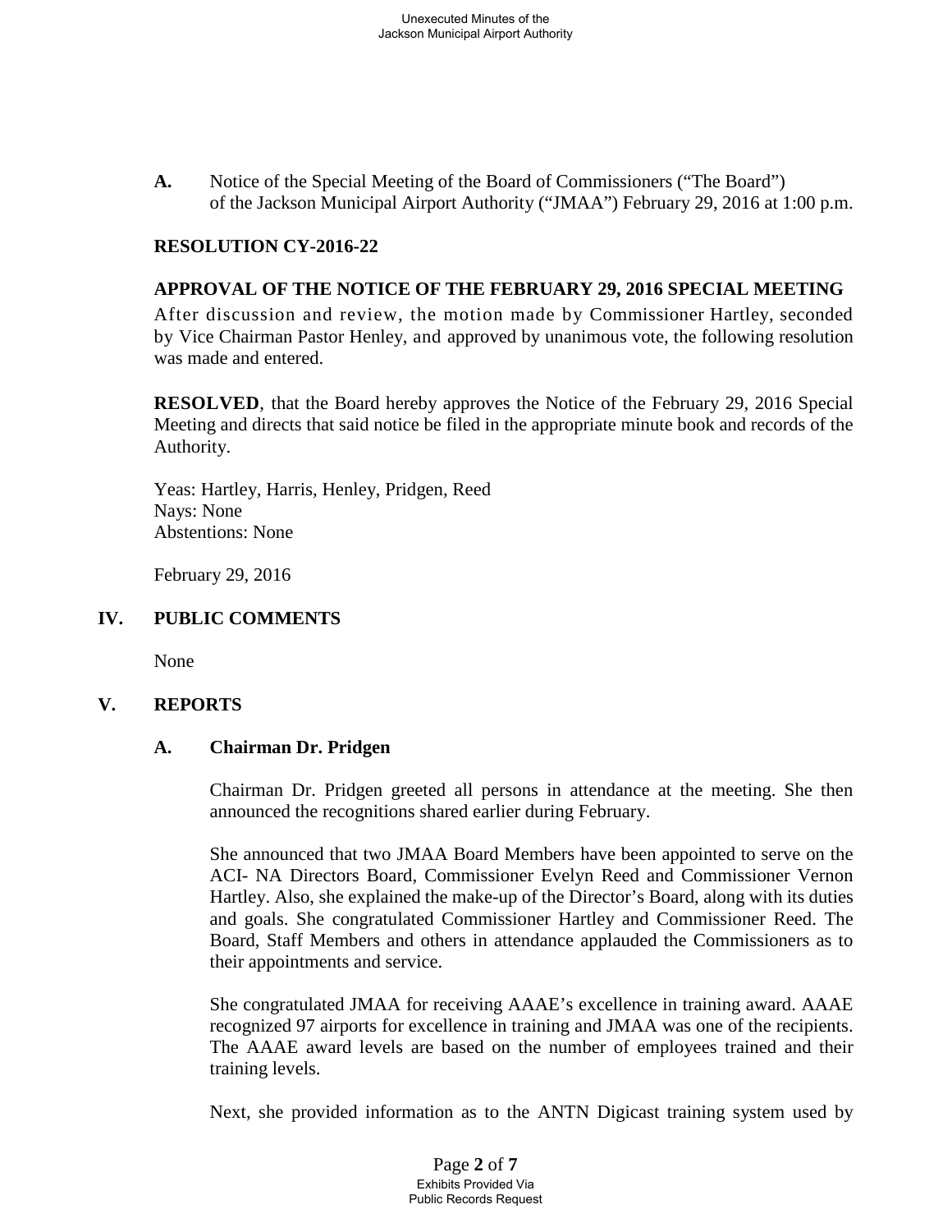**A.** Notice of the Special Meeting of the Board of Commissioners ("The Board") of the Jackson Municipal Airport Authority ("JMAA") February 29, 2016 at 1:00 p.m.

**RESOLUTION CY-2016-22**

**APPROVAL OF THE NOTICE OF THE FEBRUARY 29, 2016 SPECIAL MEETING**

After discussion and review, the motion made by Commissioner Hartley, seconded by Vice Chairman Pastor Henley, and approved by unanimous vote, the following resolution was made and entered.

**RESOLVED**, that the Board hereby approves the Notice of the February 29, 2016 Special Meeting and directs that said notice be filed in the appropriate minute book and records of the Authority.

Yeas: Hartley, Harris, Henley, Pridgen, Reed
Nays: None
Abstentions: None

February 29, 2016

## IV. PUBLIC COMMENTS

None

## V. REPORTS

### A. Chairman Dr. Pridgen

Chairman Dr. Pridgen greeted all persons in attendance at the meeting. She then announced the recognitions shared earlier during February.

She announced that two JMAA Board Members have been appointed to serve on the ACI- NA Directors Board, Commissioner Evelyn Reed and Commissioner Vernon Hartley. Also, she explained the make-up of the Director's Board, along with its duties and goals. She congratulated Commissioner Hartley and Commissioner Reed. The Board, Staff Members and others in attendance applauded the Commissioners as to their appointments and service.

She congratulated JMAA for receiving AAAE's excellence in training award. AAAE recognized 97 airports for excellence in training and JMAA was one of the recipients. The AAAE award levels are based on the number of employees trained and their training levels.

Next, she provided information as to the ANTN Digicast training system used by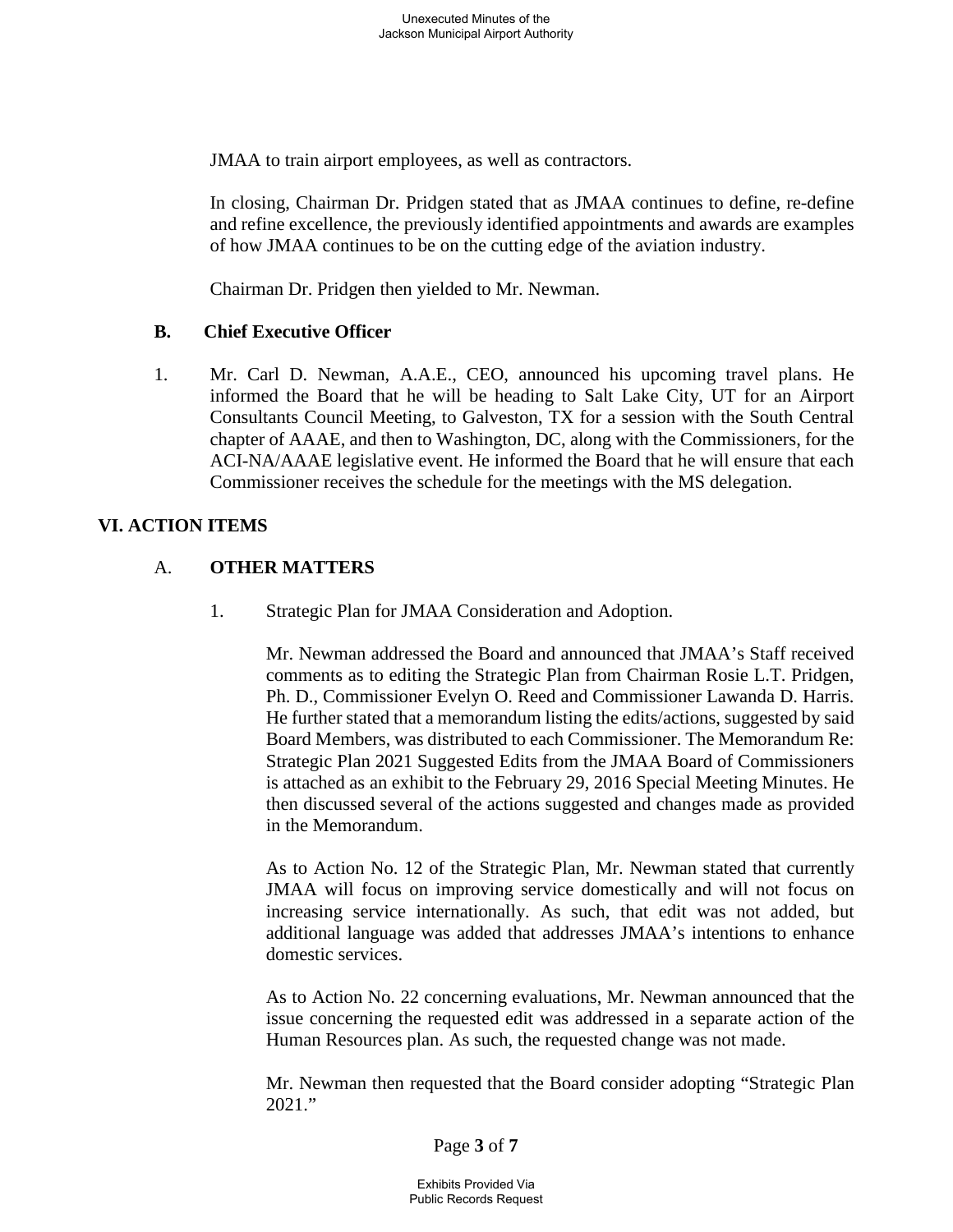JMAA to train airport employees, as well as contractors.

In closing, Chairman Dr. Pridgen stated that as JMAA continues to define, re-define and refine excellence, the previously identified appointments and awards are examples of how JMAA continues to be on the cutting edge of the aviation industry.

Chairman Dr. Pridgen then yielded to Mr. Newman.

### B. Chief Executive Officer

1. Mr. Carl D. Newman, A.A.E., CEO, announced his upcoming travel plans. He informed the Board that he will be heading to Salt Lake City, UT for an Airport Consultants Council Meeting, to Galveston, TX for a session with the South Central chapter of AAAE, and then to Washington, DC, along with the Commissioners, for the ACI-NA/AAAE legislative event. He informed the Board that he will ensure that each Commissioner receives the schedule for the meetings with the MS delegation.

## VI. ACTION ITEMS

### A. OTHER MATTERS

1. Strategic Plan for JMAA Consideration and Adoption.

   Mr. Newman addressed the Board and announced that JMAA's Staff received comments as to editing the Strategic Plan from Chairman Rosie L.T. Pridgen, Ph. D., Commissioner Evelyn O. Reed and Commissioner Lawanda D. Harris. He further stated that a memorandum listing the edits/actions, suggested by said Board Members, was distributed to each Commissioner. The Memorandum Re: Strategic Plan 2021 Suggested Edits from the JMAA Board of Commissioners is attached as an exhibit to the February 29, 2016 Special Meeting Minutes. He then discussed several of the actions suggested and changes made as provided in the Memorandum.

   As to Action No. 12 of the Strategic Plan, Mr. Newman stated that currently JMAA will focus on improving service domestically and will not focus on increasing service internationally. As such, that edit was not added, but additional language was added that addresses JMAA's intentions to enhance domestic services.

   As to Action No. 22 concerning evaluations, Mr. Newman announced that the issue concerning the requested edit was addressed in a separate action of the Human Resources plan. As such, the requested change was not made.

   Mr. Newman then requested that the Board consider adopting "Strategic Plan 2021."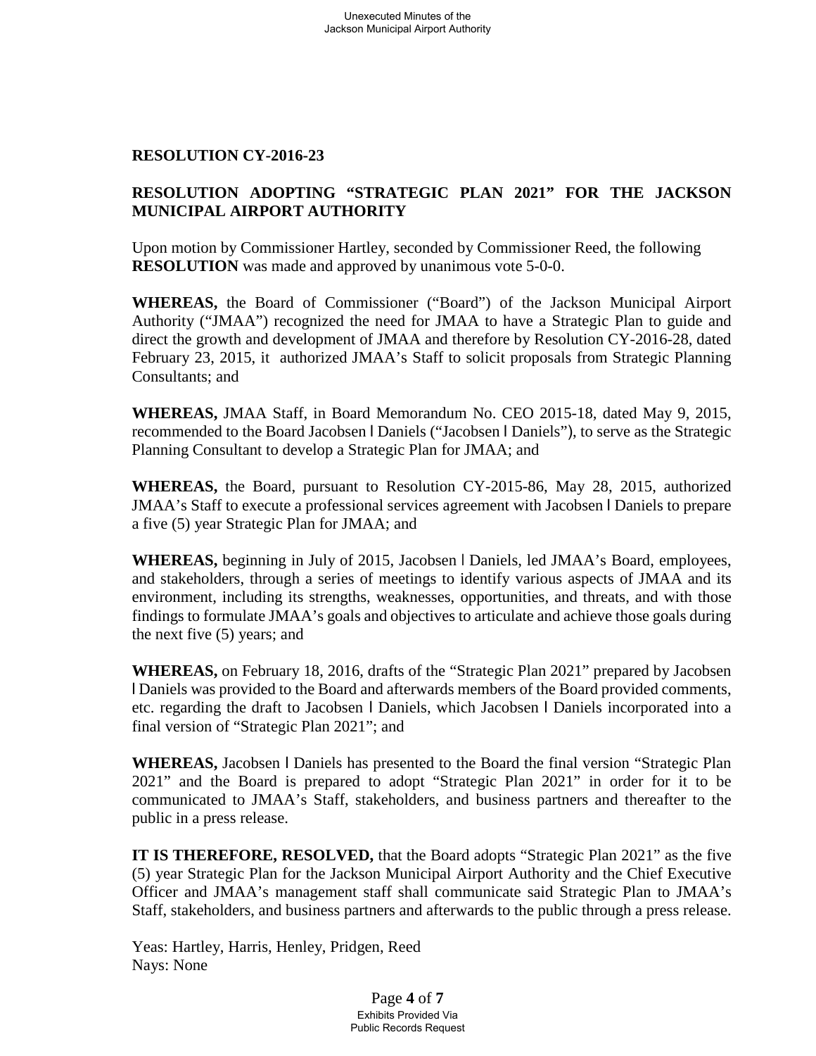**RESOLUTION CY-2016-23**

**RESOLUTION ADOPTING "STRATEGIC PLAN 2021" FOR THE JACKSON MUNICIPAL AIRPORT AUTHORITY**

Upon motion by Commissioner Hartley, seconded by Commissioner Reed, the following **RESOLUTION** was made and approved by unanimous vote 5-0-0.

**WHEREAS,** the Board of Commissioner ("Board") of the Jackson Municipal Airport Authority ("JMAA") recognized the need for JMAA to have a Strategic Plan to guide and direct the growth and development of JMAA and therefore by Resolution CY-2016-28, dated February 23, 2015, it authorized JMAA's Staff to solicit proposals from Strategic Planning Consultants; and

**WHEREAS,** JMAA Staff, in Board Memorandum No. CEO 2015-18, dated May 9, 2015, recommended to the Board Jacobsen l Daniels ("Jacobsen l Daniels"), to serve as the Strategic Planning Consultant to develop a Strategic Plan for JMAA; and

**WHEREAS,** the Board, pursuant to Resolution CY-2015-86, May 28, 2015, authorized JMAA's Staff to execute a professional services agreement with Jacobsen l Daniels to prepare a five (5) year Strategic Plan for JMAA; and

**WHEREAS,** beginning in July of 2015, Jacobsen l Daniels, led JMAA's Board, employees, and stakeholders, through a series of meetings to identify various aspects of JMAA and its environment, including its strengths, weaknesses, opportunities, and threats, and with those findings to formulate JMAA's goals and objectives to articulate and achieve those goals during the next five (5) years; and

**WHEREAS,** on February 18, 2016, drafts of the "Strategic Plan 2021" prepared by Jacobsen l Daniels was provided to the Board and afterwards members of the Board provided comments, etc. regarding the draft to Jacobsen l Daniels, which Jacobsen l Daniels incorporated into a final version of "Strategic Plan 2021"; and

**WHEREAS,** Jacobsen l Daniels has presented to the Board the final version "Strategic Plan 2021" and the Board is prepared to adopt "Strategic Plan 2021" in order for it to be communicated to JMAA's Staff, stakeholders, and business partners and thereafter to the public in a press release.

**IT IS THEREFORE, RESOLVED,** that the Board adopts "Strategic Plan 2021" as the five (5) year Strategic Plan for the Jackson Municipal Airport Authority and the Chief Executive Officer and JMAA's management staff shall communicate said Strategic Plan to JMAA's Staff, stakeholders, and business partners and afterwards to the public through a press release.

Yeas: Hartley, Harris, Henley, Pridgen, Reed
Nays: None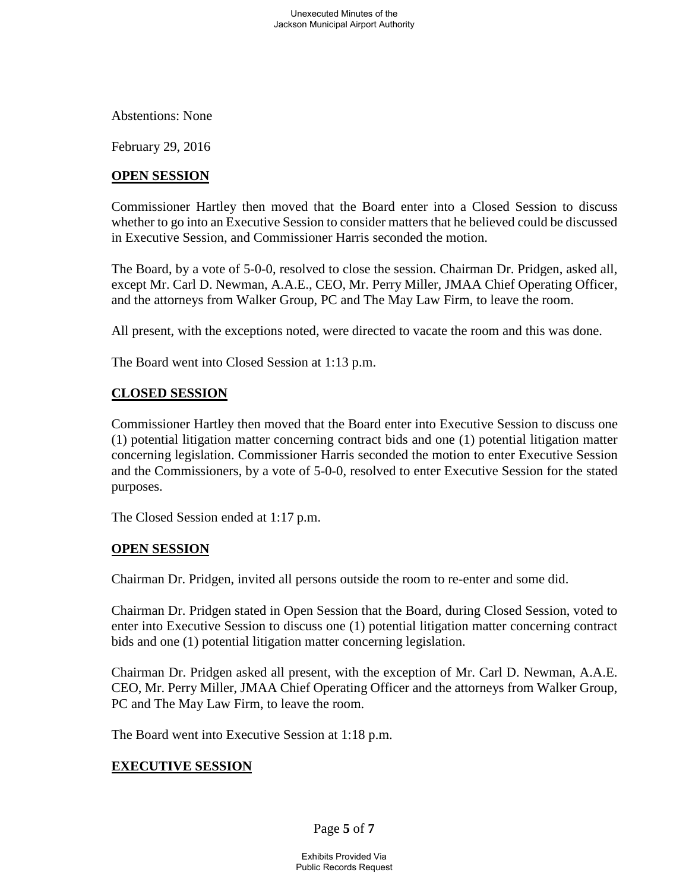Abstentions: None

February 29, 2016

**OPEN SESSION**

Commissioner Hartley then moved that the Board enter into a Closed Session to discuss whether to go into an Executive Session to consider matters that he believed could be discussed in Executive Session, and Commissioner Harris seconded the motion.

The Board, by a vote of 5-0-0, resolved to close the session. Chairman Dr. Pridgen, asked all, except Mr. Carl D. Newman, A.A.E., CEO, Mr. Perry Miller, JMAA Chief Operating Officer, and the attorneys from Walker Group, PC and The May Law Firm, to leave the room.

All present, with the exceptions noted, were directed to vacate the room and this was done.

The Board went into Closed Session at 1:13 p.m.

**CLOSED SESSION**

Commissioner Hartley then moved that the Board enter into Executive Session to discuss one (1) potential litigation matter concerning contract bids and one (1) potential litigation matter concerning legislation. Commissioner Harris seconded the motion to enter Executive Session and the Commissioners, by a vote of 5-0-0, resolved to enter Executive Session for the stated purposes.

The Closed Session ended at 1:17 p.m.

**OPEN SESSION**

Chairman Dr. Pridgen, invited all persons outside the room to re-enter and some did.

Chairman Dr. Pridgen stated in Open Session that the Board, during Closed Session, voted to enter into Executive Session to discuss one (1) potential litigation matter concerning contract bids and one (1) potential litigation matter concerning legislation.

Chairman Dr. Pridgen asked all present, with the exception of Mr. Carl D. Newman, A.A.E. CEO, Mr. Perry Miller, JMAA Chief Operating Officer and the attorneys from Walker Group, PC and The May Law Firm, to leave the room.

The Board went into Executive Session at 1:18 p.m.

**EXECUTIVE SESSION**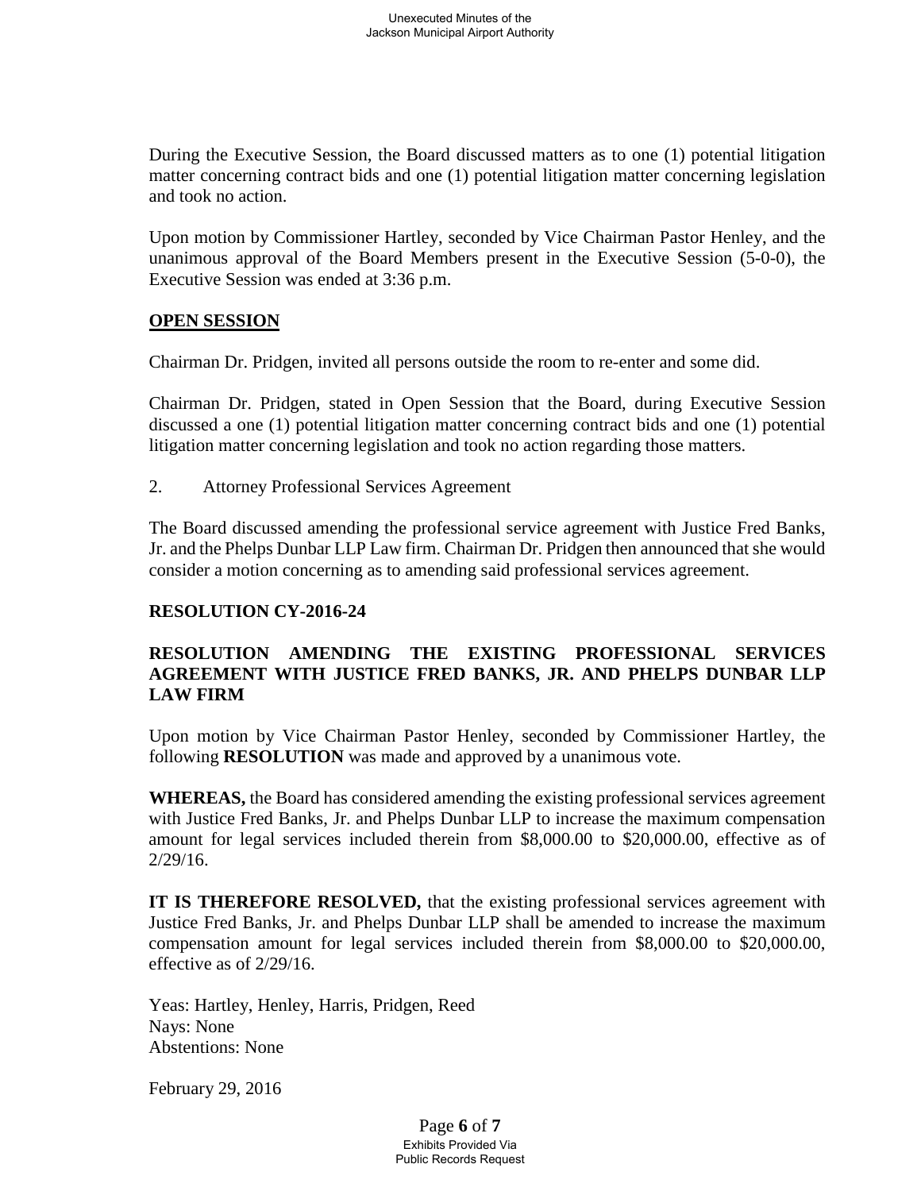During the Executive Session, the Board discussed matters as to one (1) potential litigation matter concerning contract bids and one (1) potential litigation matter concerning legislation and took no action.

Upon motion by Commissioner Hartley, seconded by Vice Chairman Pastor Henley, and the unanimous approval of the Board Members present in the Executive Session (5-0-0), the Executive Session was ended at 3:36 p.m.

**OPEN SESSION**

Chairman Dr. Pridgen, invited all persons outside the room to re-enter and some did.

Chairman Dr. Pridgen, stated in Open Session that the Board, during Executive Session discussed a one (1) potential litigation matter concerning contract bids and one (1) potential litigation matter concerning legislation and took no action regarding those matters.

2. Attorney Professional Services Agreement

The Board discussed amending the professional service agreement with Justice Fred Banks, Jr. and the Phelps Dunbar LLP Law firm. Chairman Dr. Pridgen then announced that she would consider a motion concerning as to amending said professional services agreement.

**RESOLUTION CY-2016-24**

**RESOLUTION AMENDING THE EXISTING PROFESSIONAL SERVICES AGREEMENT WITH JUSTICE FRED BANKS, JR. AND PHELPS DUNBAR LLP LAW FIRM**

Upon motion by Vice Chairman Pastor Henley, seconded by Commissioner Hartley, the following **RESOLUTION** was made and approved by a unanimous vote.

**WHEREAS,** the Board has considered amending the existing professional services agreement with Justice Fred Banks, Jr. and Phelps Dunbar LLP to increase the maximum compensation amount for legal services included therein from $8,000.00 to $20,000.00, effective as of 2/29/16.

**IT IS THEREFORE RESOLVED,** that the existing professional services agreement with Justice Fred Banks, Jr. and Phelps Dunbar LLP shall be amended to increase the maximum compensation amount for legal services included therein from $8,000.00 to $20,000.00, effective as of 2/29/16.

Yeas: Hartley, Henley, Harris, Pridgen, Reed
Nays: None
Abstentions: None

February 29, 2016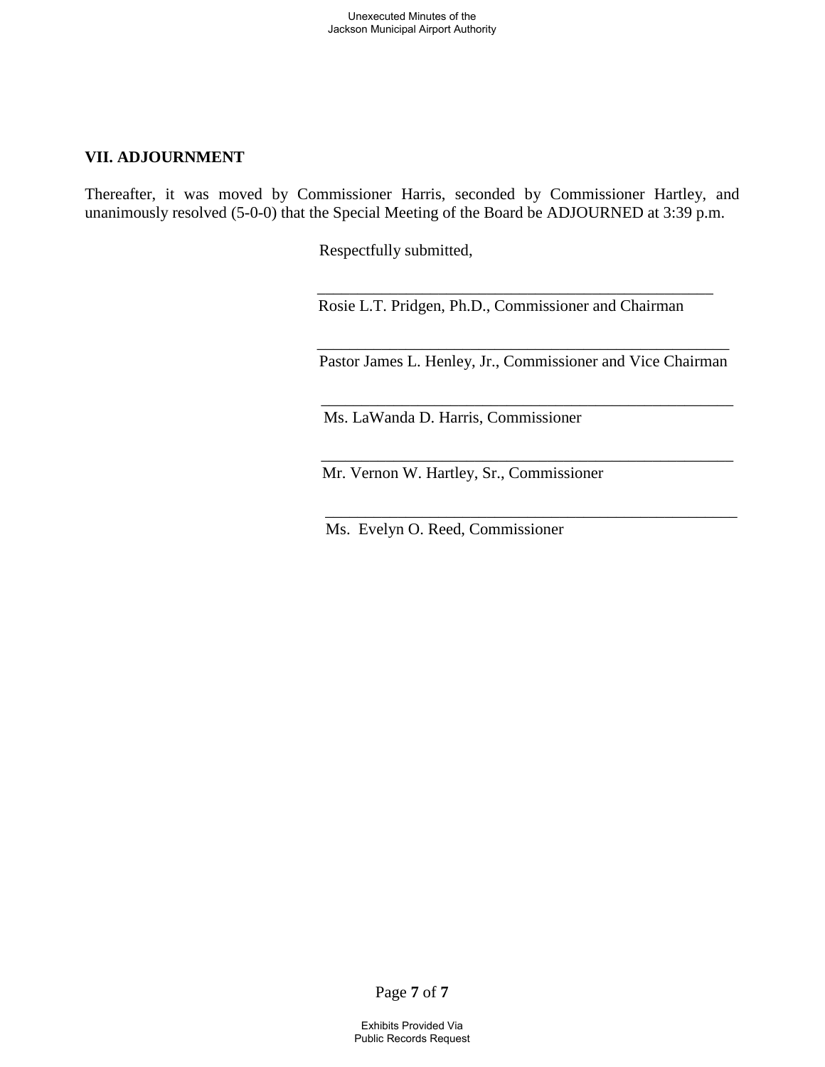## VII. ADJOURNMENT

Thereafter, it was moved by Commissioner Harris, seconded by Commissioner Hartley, and unanimously resolved (5-0-0) that the Special Meeting of the Board be ADJOURNED at 3:39 p.m.

Respectfully submitted,

\_\_\_\_\_\_\_\_\_\_\_\_\_\_\_\_\_\_\_\_\_\_\_\_\_\_\_\_\_\_\_\_\_\_\_\_\_\_\_\_\_\_\_\_\_\_

Rosie L.T. Pridgen, Ph.D., Commissioner and Chairman

\_\_\_\_\_\_\_\_\_\_\_\_\_\_\_\_\_\_\_\_\_\_\_\_\_\_\_\_\_\_\_\_\_\_\_\_\_\_\_\_\_\_\_\_\_\_

Pastor James L. Henley, Jr., Commissioner and Vice Chairman

\_\_\_\_\_\_\_\_\_\_\_\_\_\_\_\_\_\_\_\_\_\_\_\_\_\_\_\_\_\_\_\_\_\_\_\_\_\_\_\_\_\_\_\_\_\_

Ms. LaWanda D. Harris, Commissioner

\_\_\_\_\_\_\_\_\_\_\_\_\_\_\_\_\_\_\_\_\_\_\_\_\_\_\_\_\_\_\_\_\_\_\_\_\_\_\_\_\_\_\_\_\_\_

Mr. Vernon W. Hartley, Sr., Commissioner

\_\_\_\_\_\_\_\_\_\_\_\_\_\_\_\_\_\_\_\_\_\_\_\_\_\_\_\_\_\_\_\_\_\_\_\_\_\_\_\_\_\_\_\_\_\_

Ms. Evelyn O. Reed, Commissioner